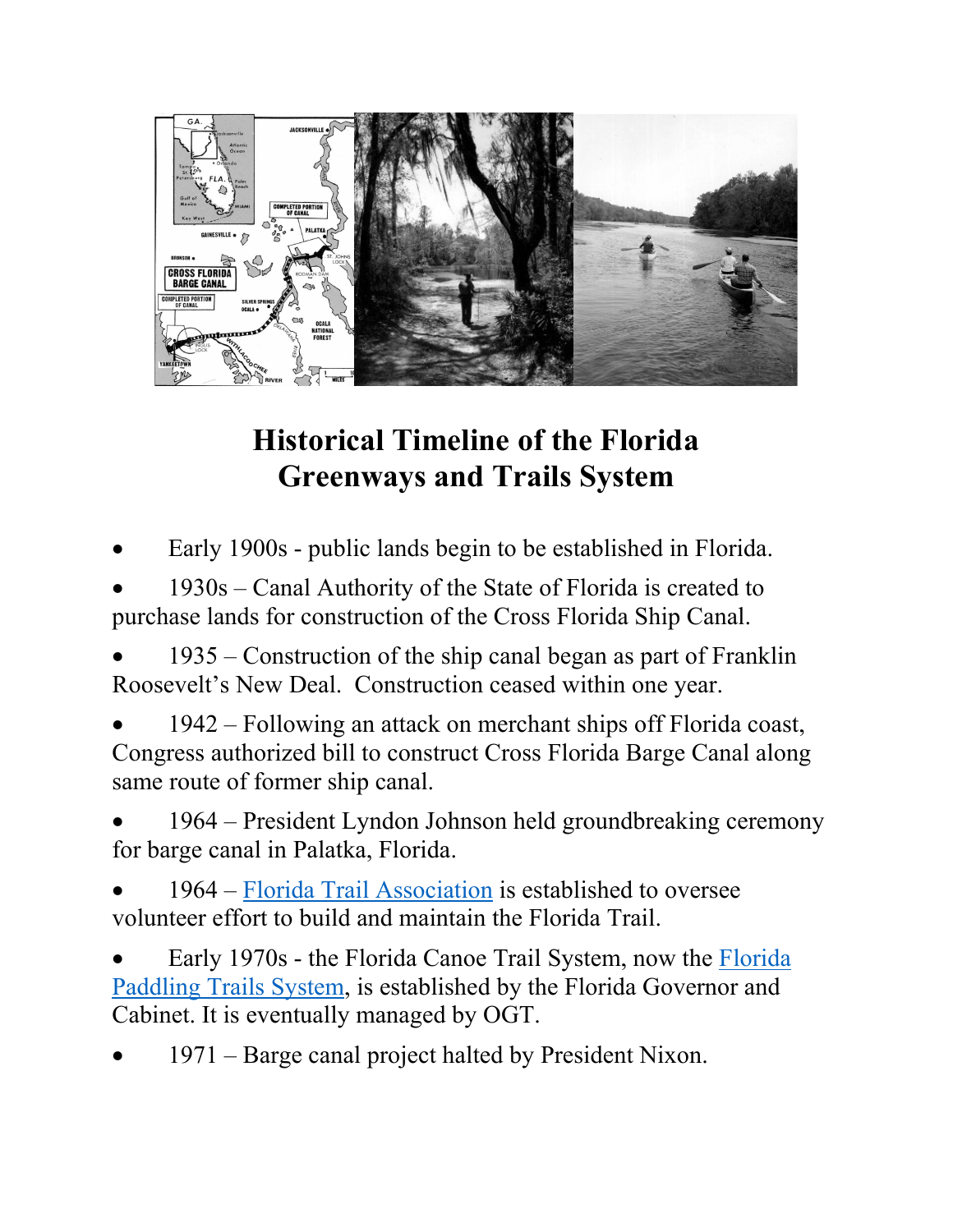# Historical Timeline of the Florida Greenways and Trails System

- Early 1900s - public lands begin to be established in Florida.
- 1930s – Canal Authority of the State of Florida is created to purchase lands for construction of the Cross Florida Ship Canal.
- 1935 – Construction of the ship canal began as part of Franklin Roosevelt's New Deal. Construction ceased within one year.
- 1942 – Following an attack on merchant ships off Florida coast, Congress authorized bill to construct Cross Florida Barge Canal along same route of former ship canal.
- 1964 – President Lyndon Johnson held groundbreaking ceremony for barge canal in Palatka, Florida.
- 1964 – Florida Trail Association is established to oversee volunteer effort to build and maintain the Florida Trail.
- Early 1970s - the Florida Canoe Trail System, now the Florida Paddling Trails System, is established by the Florida Governor and Cabinet. It is eventually managed by OGT.
- 1971 – Barge canal project halted by President Nixon.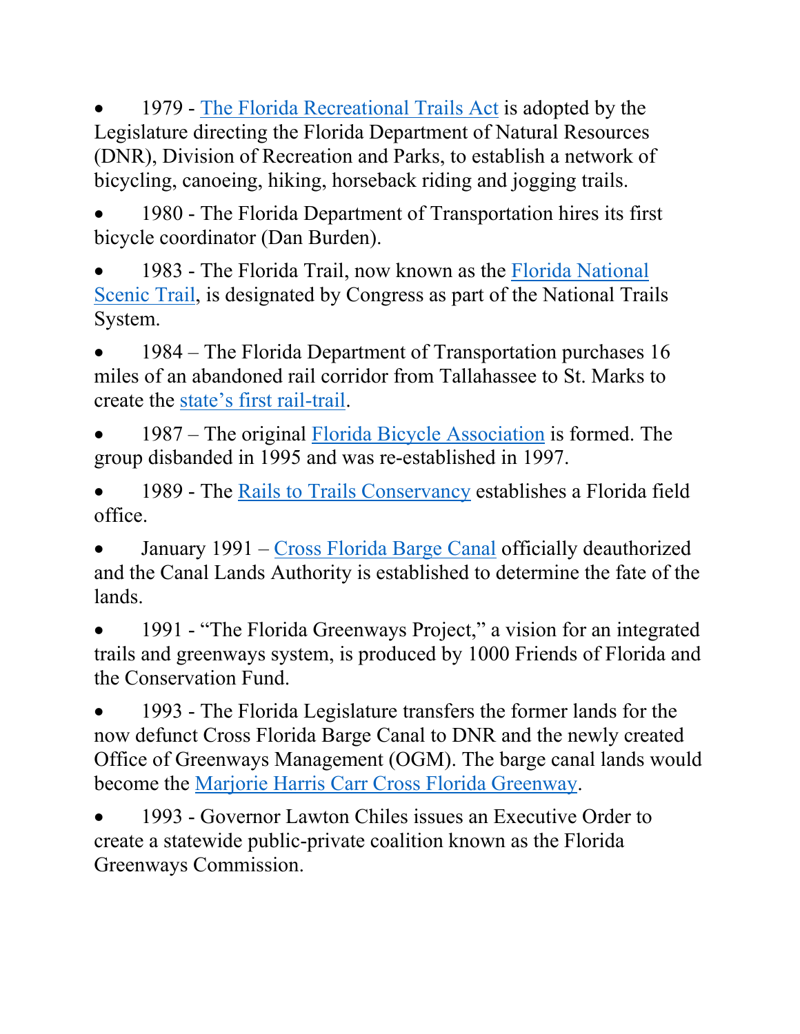- 1979 - The Florida Recreational Trails Act is adopted by the Legislature directing the Florida Department of Natural Resources (DNR), Division of Recreation and Parks, to establish a network of bicycling, canoeing, hiking, horseback riding and jogging trails.
- 1980 - The Florida Department of Transportation hires its first bicycle coordinator (Dan Burden).
- 1983 - The Florida Trail, now known as the Florida National Scenic Trail, is designated by Congress as part of the National Trails System.
- 1984 – The Florida Department of Transportation purchases 16 miles of an abandoned rail corridor from Tallahassee to St. Marks to create the state's first rail-trail.
- 1987 – The original Florida Bicycle Association is formed. The group disbanded in 1995 and was re-established in 1997.
- 1989 - The Rails to Trails Conservancy establishes a Florida field office.
- January 1991 – Cross Florida Barge Canal officially deauthorized and the Canal Lands Authority is established to determine the fate of the lands.
- 1991 - "The Florida Greenways Project," a vision for an integrated trails and greenways system, is produced by 1000 Friends of Florida and the Conservation Fund.
- 1993 - The Florida Legislature transfers the former lands for the now defunct Cross Florida Barge Canal to DNR and the newly created Office of Greenways Management (OGM). The barge canal lands would become the Marjorie Harris Carr Cross Florida Greenway.
- 1993 - Governor Lawton Chiles issues an Executive Order to create a statewide public-private coalition known as the Florida Greenways Commission.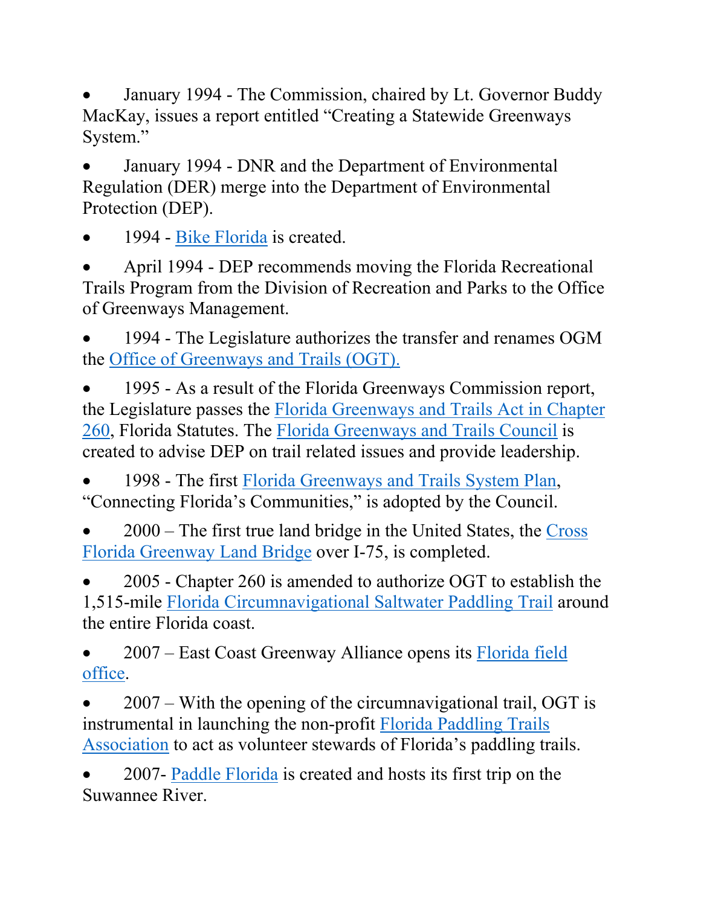- January 1994 - The Commission, chaired by Lt. Governor Buddy MacKay, issues a report entitled "Creating a Statewide Greenways System."
- January 1994 - DNR and the Department of Environmental Regulation (DER) merge into the Department of Environmental Protection (DEP).
- 1994 - Bike Florida is created.
- April 1994 - DEP recommends moving the Florida Recreational Trails Program from the Division of Recreation and Parks to the Office of Greenways Management.
- 1994 - The Legislature authorizes the transfer and renames OGM the Office of Greenways and Trails (OGT).
- 1995 - As a result of the Florida Greenways Commission report, the Legislature passes the Florida Greenways and Trails Act in Chapter 260, Florida Statutes. The Florida Greenways and Trails Council is created to advise DEP on trail related issues and provide leadership.
- 1998 - The first Florida Greenways and Trails System Plan, "Connecting Florida's Communities," is adopted by the Council.
- 2000 – The first true land bridge in the United States, the Cross Florida Greenway Land Bridge over I-75, is completed.
- 2005 - Chapter 260 is amended to authorize OGT to establish the 1,515-mile Florida Circumnavigational Saltwater Paddling Trail around the entire Florida coast.
- 2007 – East Coast Greenway Alliance opens its Florida field office.
- 2007 – With the opening of the circumnavigational trail, OGT is instrumental in launching the non-profit Florida Paddling Trails Association to act as volunteer stewards of Florida's paddling trails.
- 2007- Paddle Florida is created and hosts its first trip on the Suwannee River.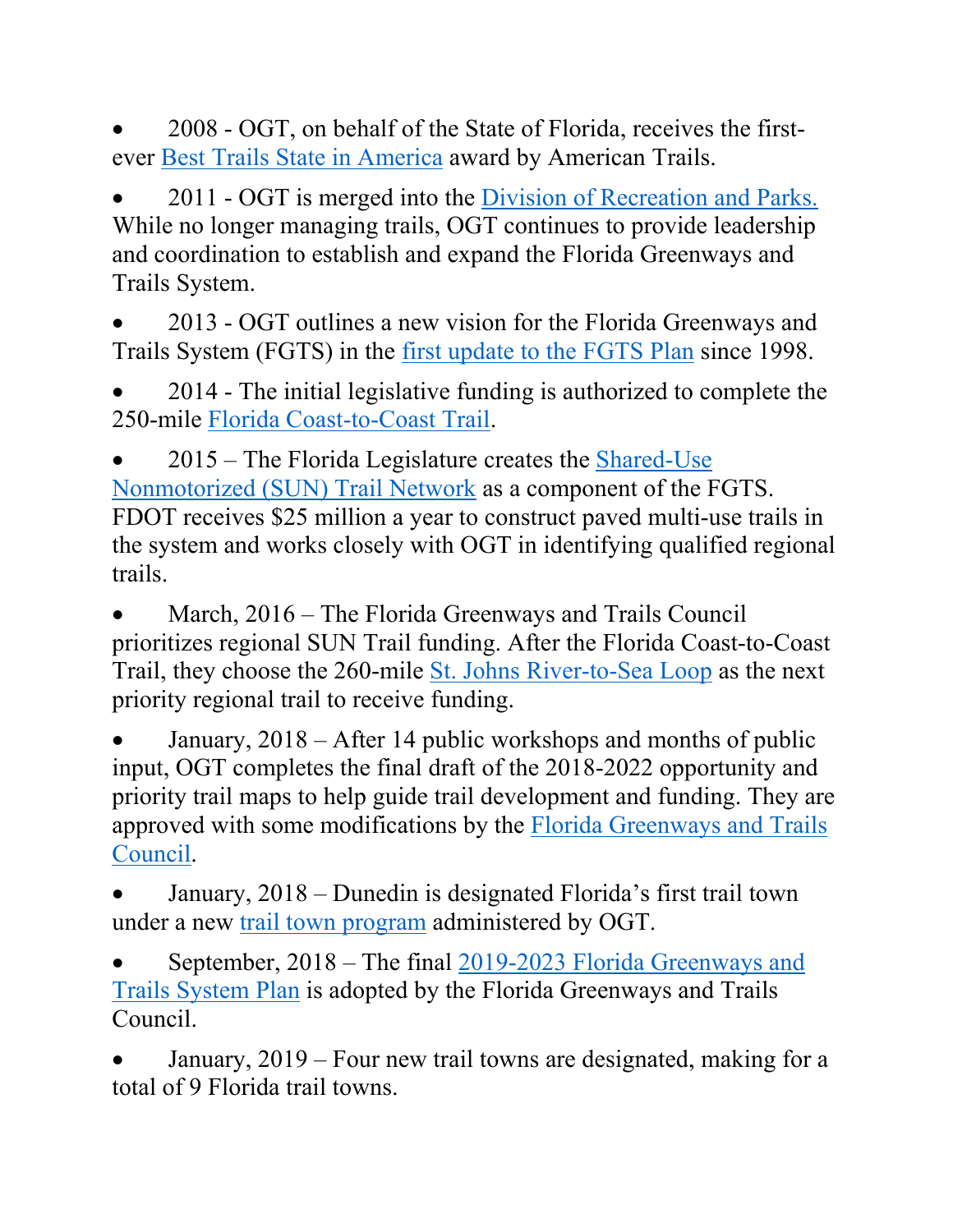- 2008 - OGT, on behalf of the State of Florida, receives the first-ever Best Trails State in America award by American Trails.
- 2011 - OGT is merged into the Division of Recreation and Parks. While no longer managing trails, OGT continues to provide leadership and coordination to establish and expand the Florida Greenways and Trails System.
- 2013 - OGT outlines a new vision for the Florida Greenways and Trails System (FGTS) in the first update to the FGTS Plan since 1998.
- 2014 - The initial legislative funding is authorized to complete the 250-mile Florida Coast-to-Coast Trail.
- 2015 – The Florida Legislature creates the Shared-Use Nonmotorized (SUN) Trail Network as a component of the FGTS. FDOT receives $25 million a year to construct paved multi-use trails in the system and works closely with OGT in identifying qualified regional trails.
- March, 2016 – The Florida Greenways and Trails Council prioritizes regional SUN Trail funding. After the Florida Coast-to-Coast Trail, they choose the 260-mile St. Johns River-to-Sea Loop as the next priority regional trail to receive funding.
- January, 2018 – After 14 public workshops and months of public input, OGT completes the final draft of the 2018-2022 opportunity and priority trail maps to help guide trail development and funding. They are approved with some modifications by the Florida Greenways and Trails Council.
- January, 2018 – Dunedin is designated Florida's first trail town under a new trail town program administered by OGT.
- September, 2018 – The final 2019-2023 Florida Greenways and Trails System Plan is adopted by the Florida Greenways and Trails Council.
- January, 2019 – Four new trail towns are designated, making for a total of 9 Florida trail towns.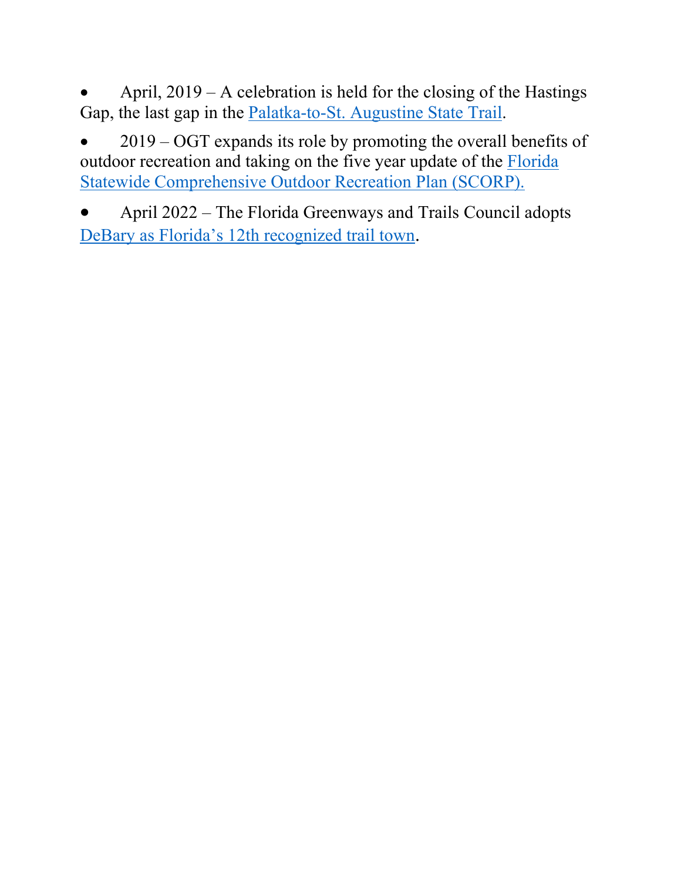- April, 2019 – A celebration is held for the closing of the Hastings Gap, the last gap in the Palatka-to-St. Augustine State Trail.
- 2019 – OGT expands its role by promoting the overall benefits of outdoor recreation and taking on the five year update of the Florida Statewide Comprehensive Outdoor Recreation Plan (SCORP).
- April 2022 – The Florida Greenways and Trails Council adopts DeBary as Florida's 12th recognized trail town.